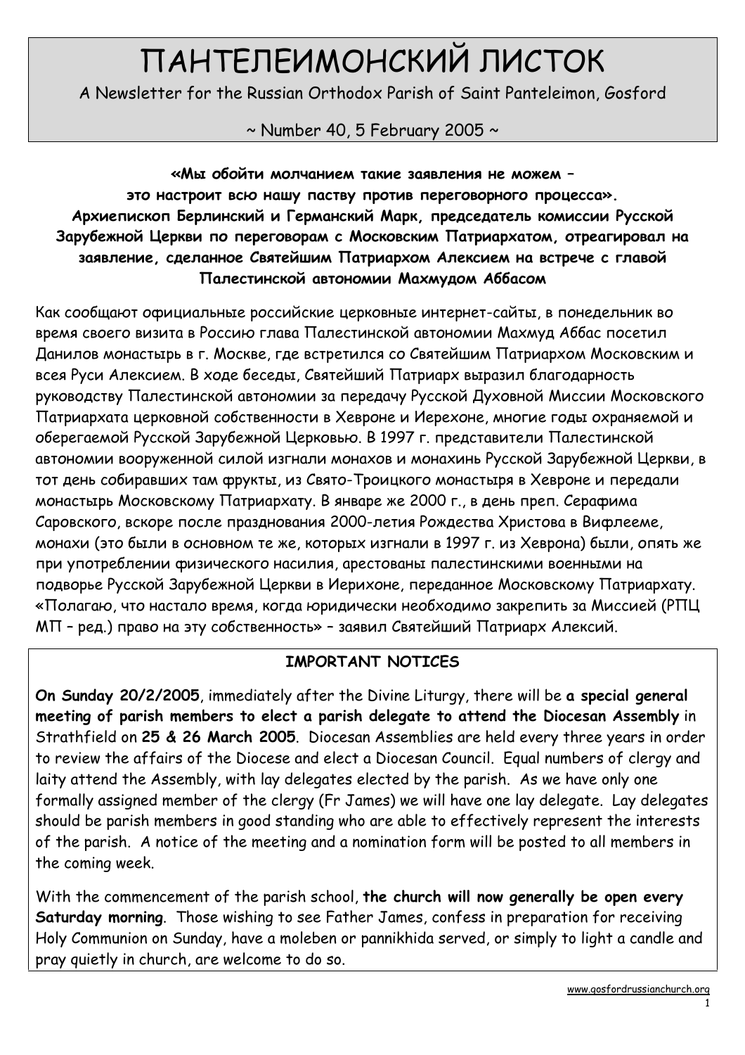# ПАНТЕЛЕИМОНСКИЙ ЛИСТОК

A Newsletter for the Russian Orthodox Parish of Saint Panteleimon, Gosford

~ Number 40, 5 February 2005 ~

**«Мы обойти молчанием такие заявления не можем – это настроит всю нашу паству против переговорного процесса». Архиепископ Берлинский и Германский Марк, председатель комиссии Русской Зарубежной Церкви по переговорам с Московским Патриархатом, отреагировал на заявление, сделанное Святейшим Патриархом Алексием на встрече с главой Палестинской автономии Махмудом Аббасом**

Как сообщают официальные российские церковные интернет-сайты, в понедельник во время своего визита в Россию глава Палестинской автономии Махмуд Аббас посетил Данилов монастырь в г. Москве, где встретился со Святейшим Патриархом Московским и всея Руси Алексием. В ходе беседы, Святейший Патриарх выразил благодарность руководству Палестинской автономии за передачу Русской Духовной Миссии Московского Патриархата церковной собственности в Хевроне и Иерехоне, многие годы охраняемой и оберегаемой Русской Зарубежной Церковью. В 1997 г. представители Палестинской автономии вооруженной силой изгнали монахов и монахинь Русской Зарубежной Церкви, в тот день собиравших там фрукты, из Свято-Троицкого монастыря в Хевроне и передали монастырь Московскому Патриархату. В январе же 2000 г., в день преп. Серафима Саровского, вскоре после празднования 2000-летия Рождества Христова в Вифлееме, монахи (это были в основном те же, которых изгнали в 1997 г. из Хеврона) были, опять же при употреблении физического насилия, арестованы палестинскими военными на подворье Русской Зарубежной Церкви в Иерихоне, переданное Московскому Патриархату. «Полагаю, что настало время, когда юридически необходимо закрепить за Миссией (РПЦ МП – ред.) право на эту собственность» – заявил Святейший Патриарх Алексий.

**IMPORTANT NOTICES**

**On Sunday 20/2/2005**, immediately after the Divine Liturgy, there will be **a special general meeting of parish members to elect a parish delegate to attend the Diocesan Assembly** in Strathfield on **25 & 26 March 2005**. Diocesan Assemblies are held every three years in order to review the affairs of the Diocese and elect a Diocesan Council. Equal numbers of clergy and laity attend the Assembly, with lay delegates elected by the parish. As we have only one formally assigned member of the clergy (Fr James) we will have one lay delegate. Lay delegates should be parish members in good standing who are able to effectively represent the interests of the parish. A notice of the meeting and a nomination form will be posted to all members in the coming week.

With the commencement of the parish school, **the church will now generally be open every Saturday morning**. Those wishing to see Father James, confess in preparation for receiving Holy Communion on Sunday, have a moleben or pannikhida served, or simply to light a candle and pray quietly in church, are welcome to do so.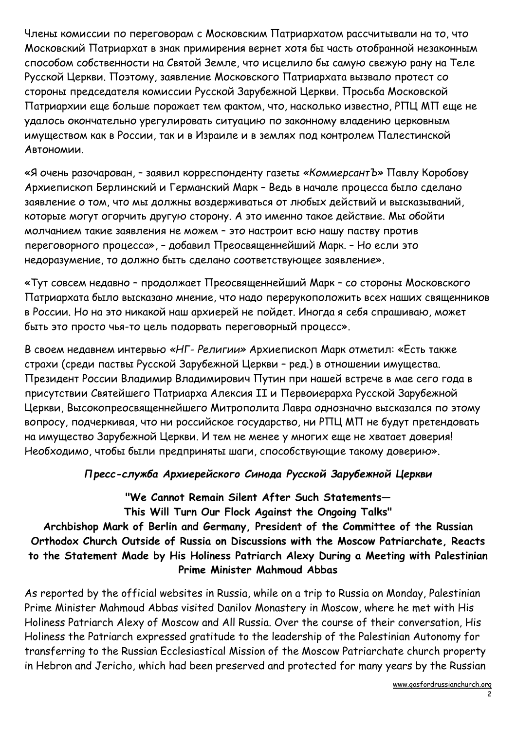Члены комиссии по переговорам с Московским Патриархатом рассчитывали на то, что Московский Патриархат в знак примирения вернет хотя бы часть отобранной незаконным способом собственности на Святой Земле, что исцелило бы самую свежую рану на Теле Русской Церкви. Поэтому, заявление Московского Патриархата вызвало протест со стороны председателя комиссии Русской Зарубежной Церкви. Просьба Московской Патриархии еще больше поражает тем фактом, что, насколько известно, РПЦ МП еще не удалось окончательно урегулировать ситуацию по законному владению церковным имуществом как в России, так и в Израиле и в землях под контролем Палестинской Автономии.

«Я очень разочарован, – заявил корреспонденту газеты *«КоммерсантЪ»* Павлу Коробову Архиепископ Берлинский и Германский Марк – Ведь в начале процесса было сделано заявление о том, что мы должны воздерживаться от любых действий и высказываний, которые могут огорчить другую сторону. А это именно такое действие. Мы обойти молчанием такие заявления не можем – это настроит всю нашу паству против переговорного процесса», – добавил Преосвященнейший Марк. – Но если это недоразумение, то должно быть сделано соответствующее заявление».

«Тут совсем недавно – продолжает Преосвященнейший Марк – со стороны Московского Патриархата было высказано мнение, что надо перерукоположить всех наших священников в России. Но на это никакой наш архиерей не пойдет. Иногда я себя спрашиваю, может быть это просто чья-то цель подорвать переговорный процесс».

В своем недавнем интервью *«НГ- Религии»* Архиепископ Марк отметил: «Есть также страхи (среди паствы Русской Зарубежной Церкви – ред.) в отношении имущества. Президент России Владимир Владимирович Путин при нашей встрече в мае сего года в присутствии Святейшего Патриарха Алексия II и Первоиерарха Русской Зарубежной Церкви, Высокопреосвященнейшего Митрополита Лавра однозначно высказался по этому вопросу, подчеркивая, что ни российское государство, ни РПЦ МП не будут претендовать на имущество Зарубежной Церкви. И тем не менее у многих еще не хватает доверия! Необходимо, чтобы были предприняты шаги, способствующие такому доверию».

***Пресс-служба Архиерейского Синода Русской Зарубежной Церкви***

**"We Cannot Remain Silent After Such Statements— This Will Turn Our Flock Against the Ongoing Talks"**

**Archbishop Mark of Berlin and Germany, President of the Committee of the Russian Orthodox Church Outside of Russia on Discussions with the Moscow Patriarchate, Reacts to the Statement Made by His Holiness Patriarch Alexy During a Meeting with Palestinian Prime Minister Mahmoud Abbas**

As reported by the official websites in Russia, while on a trip to Russia on Monday, Palestinian Prime Minister Mahmoud Abbas visited Danilov Monastery in Moscow, where he met with His Holiness Patriarch Alexy of Moscow and All Russia. Over the course of their conversation, His Holiness the Patriarch expressed gratitude to the leadership of the Palestinian Autonomy for transferring to the Russian Ecclesiastical Mission of the Moscow Patriarchate church property in Hebron and Jericho, which had been preserved and protected for many years by the Russian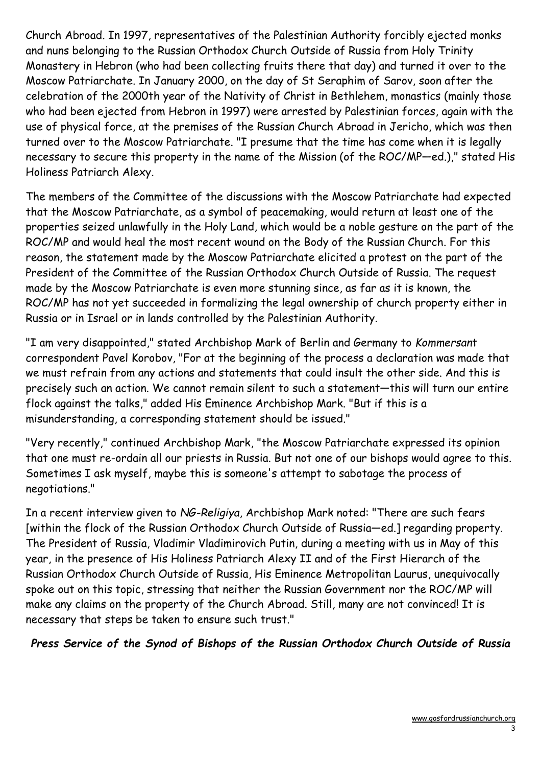Church Abroad. In 1997, representatives of the Palestinian Authority forcibly ejected monks and nuns belonging to the Russian Orthodox Church Outside of Russia from Holy Trinity Monastery in Hebron (who had been collecting fruits there that day) and turned it over to the Moscow Patriarchate. In January 2000, on the day of St Seraphim of Sarov, soon after the celebration of the 2000th year of the Nativity of Christ in Bethlehem, monastics (mainly those who had been ejected from Hebron in 1997) were arrested by Palestinian forces, again with the use of physical force, at the premises of the Russian Church Abroad in Jericho, which was then turned over to the Moscow Patriarchate. "I presume that the time has come when it is legally necessary to secure this property in the name of the Mission (of the ROC/MP—ed.)," stated His Holiness Patriarch Alexy.

The members of the Committee of the discussions with the Moscow Patriarchate had expected that the Moscow Patriarchate, as a symbol of peacemaking, would return at least one of the properties seized unlawfully in the Holy Land, which would be a noble gesture on the part of the ROC/MP and would heal the most recent wound on the Body of the Russian Church. For this reason, the statement made by the Moscow Patriarchate elicited a protest on the part of the President of the Committee of the Russian Orthodox Church Outside of Russia. The request made by the Moscow Patriarchate is even more stunning since, as far as it is known, the ROC/MP has not yet succeeded in formalizing the legal ownership of church property either in Russia or in Israel or in lands controlled by the Palestinian Authority.

"I am very disappointed," stated Archbishop Mark of Berlin and Germany to *Kommersant* correspondent Pavel Korobov, "For at the beginning of the process a declaration was made that we must refrain from any actions and statements that could insult the other side. And this is precisely such an action. We cannot remain silent to such a statement—this will turn our entire flock against the talks," added His Eminence Archbishop Mark. "But if this is a misunderstanding, a corresponding statement should be issued."

"Very recently," continued Archbishop Mark, "the Moscow Patriarchate expressed its opinion that one must re-ordain all our priests in Russia. But not one of our bishops would agree to this. Sometimes I ask myself, maybe this is someone's attempt to sabotage the process of negotiations."

In a recent interview given to *NG-Religiya*, Archbishop Mark noted: "There are such fears [within the flock of the Russian Orthodox Church Outside of Russia—ed.] regarding property. The President of Russia, Vladimir Vladimirovich Putin, during a meeting with us in May of this year, in the presence of His Holiness Patriarch Alexy II and of the First Hierarch of the Russian Orthodox Church Outside of Russia, His Eminence Metropolitan Laurus, unequivocally spoke out on this topic, stressing that neither the Russian Government nor the ROC/MP will make any claims on the property of the Church Abroad. Still, many are not convinced! It is necessary that steps be taken to ensure such trust."

***Press Service of the Synod of Bishops of the Russian Orthodox Church Outside of Russia***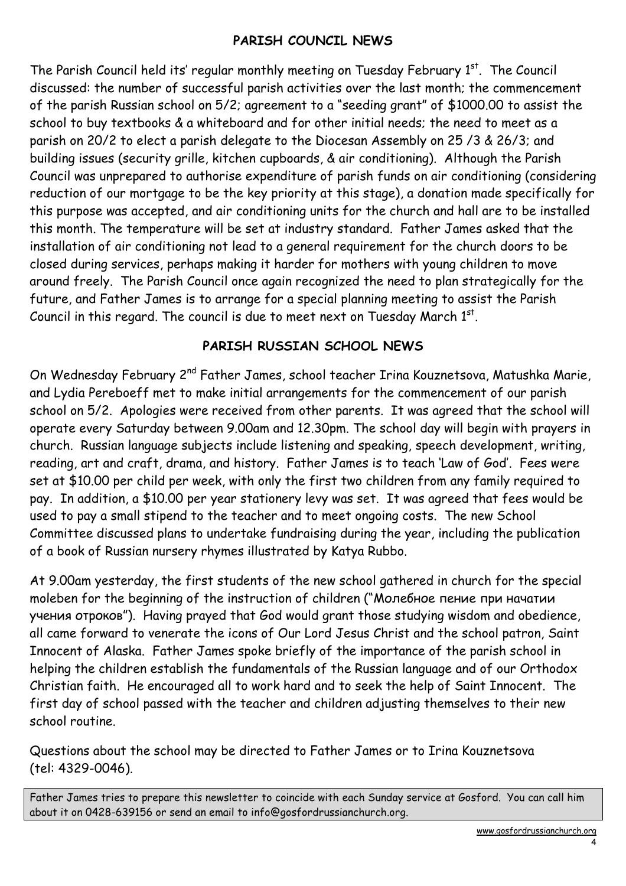## PARISH COUNCIL NEWS

The Parish Council held its' regular monthly meeting on Tuesday February 1st. The Council discussed: the number of successful parish activities over the last month; the commencement of the parish Russian school on 5/2; agreement to a "seeding grant" of $1000.00 to assist the school to buy textbooks & a whiteboard and for other initial needs; the need to meet as a parish on 20/2 to elect a parish delegate to the Diocesan Assembly on 25 /3 & 26/3; and building issues (security grille, kitchen cupboards, & air conditioning). Although the Parish Council was unprepared to authorise expenditure of parish funds on air conditioning (considering reduction of our mortgage to be the key priority at this stage), a donation made specifically for this purpose was accepted, and air conditioning units for the church and hall are to be installed this month. The temperature will be set at industry standard. Father James asked that the installation of air conditioning not lead to a general requirement for the church doors to be closed during services, perhaps making it harder for mothers with young children to move around freely. The Parish Council once again recognized the need to plan strategically for the future, and Father James is to arrange for a special planning meeting to assist the Parish Council in this regard. The council is due to meet next on Tuesday March 1st.

## PARISH RUSSIAN SCHOOL NEWS

On Wednesday February 2nd Father James, school teacher Irina Kouznetsova, Matushka Marie, and Lydia Pereboeff met to make initial arrangements for the commencement of our parish school on 5/2. Apologies were received from other parents. It was agreed that the school will operate every Saturday between 9.00am and 12.30pm. The school day will begin with prayers in church. Russian language subjects include listening and speaking, speech development, writing, reading, art and craft, drama, and history. Father James is to teach 'Law of God'. Fees were set at $10.00 per child per week, with only the first two children from any family required to pay. In addition, a $10.00 per year stationery levy was set. It was agreed that fees would be used to pay a small stipend to the teacher and to meet ongoing costs. The new School Committee discussed plans to undertake fundraising during the year, including the publication of a book of Russian nursery rhymes illustrated by Katya Rubbo.

At 9.00am yesterday, the first students of the new school gathered in church for the special moleben for the beginning of the instruction of children ("Молебное пение при начатии учения отроков"). Having prayed that God would grant those studying wisdom and obedience, all came forward to venerate the icons of Our Lord Jesus Christ and the school patron, Saint Innocent of Alaska. Father James spoke briefly of the importance of the parish school in helping the children establish the fundamentals of the Russian language and of our Orthodox Christian faith. He encouraged all to work hard and to seek the help of Saint Innocent. The first day of school passed with the teacher and children adjusting themselves to their new school routine.

Questions about the school may be directed to Father James or to Irina Kouznetsova (tel: 4329-0046).

Father James tries to prepare this newsletter to coincide with each Sunday service at Gosford. You can call him about it on 0428-639156 or send an email to info@gosfordrussianchurch.org.

www.gosfordrussianchurch.org